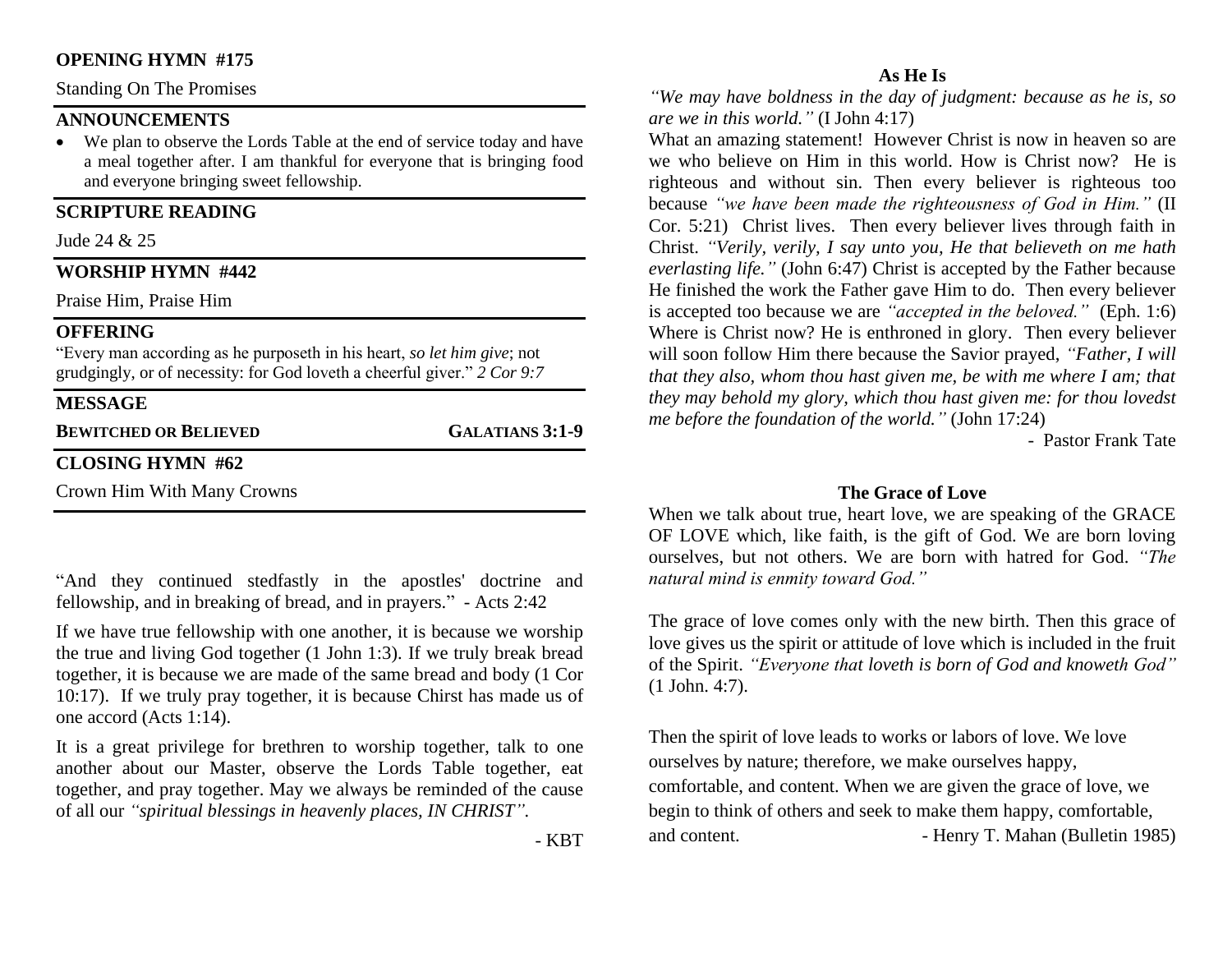**OPENING HYMN #175**

Standing On The Promises

## ANNOUNCEMENTS

- We plan to observe the Lords Table at the end of service today and have a meal together after. I am thankful for everyone that is bringing food and everyone bringing sweet fellowship.

## SCRIPTURE READING

Jude 24 & 25

## WORSHIP HYMN #442

Praise Him, Praise Him

## OFFERING

"Every man according as he purposeth in his heart, *so let him give*; not grudgingly, or of necessity: for God loveth a cheerful giver." *2 Cor 9:7*

## MESSAGE

**BEWITCHED OR BELIEVED** **GALATIANS 3:1-9**

## CLOSING HYMN #62

Crown Him With Many Crowns

"And they continued stedfastly in the apostles' doctrine and fellowship, and in breaking of bread, and in prayers." - Acts 2:42

If we have true fellowship with one another, it is because we worship the true and living God together (1 John 1:3). If we truly break bread together, it is because we are made of the same bread and body (1 Cor 10:17). If we truly pray together, it is because Chirst has made us of one accord (Acts 1:14).

It is a great privilege for brethren to worship together, talk to one another about our Master, observe the Lords Table together, eat together, and pray together. May we always be reminded of the cause of all our *"spiritual blessings in heavenly places, IN CHRIST"*.

- KBT

### As He Is

*"We may have boldness in the day of judgment: because as he is, so are we in this world."* (I John 4:17)

What an amazing statement! However Christ is now in heaven so are we who believe on Him in this world. How is Christ now? He is righteous and without sin. Then every believer is righteous too because *"we have been made the righteousness of God in Him."* (II Cor. 5:21) Christ lives. Then every believer lives through faith in Christ. *"Verily, verily, I say unto you, He that believeth on me hath everlasting life."* (John 6:47) Christ is accepted by the Father because He finished the work the Father gave Him to do. Then every believer is accepted too because we are *"accepted in the beloved."* (Eph. 1:6) Where is Christ now? He is enthroned in glory. Then every believer will soon follow Him there because the Savior prayed, *"Father, I will that they also, whom thou hast given me, be with me where I am; that they may behold my glory, which thou hast given me: for thou lovedst me before the foundation of the world."* (John 17:24)

- Pastor Frank Tate

### The Grace of Love

When we talk about true, heart love, we are speaking of the GRACE OF LOVE which, like faith, is the gift of God. We are born loving ourselves, but not others. We are born with hatred for God. *"The natural mind is enmity toward God."*

The grace of love comes only with the new birth. Then this grace of love gives us the spirit or attitude of love which is included in the fruit of the Spirit. *"Everyone that loveth is born of God and knoweth God"* (1 John. 4:7).

Then the spirit of love leads to works or labors of love. We love ourselves by nature; therefore, we make ourselves happy, comfortable, and content. When we are given the grace of love, we begin to think of others and seek to make them happy, comfortable, and content.

- Henry T. Mahan (Bulletin 1985)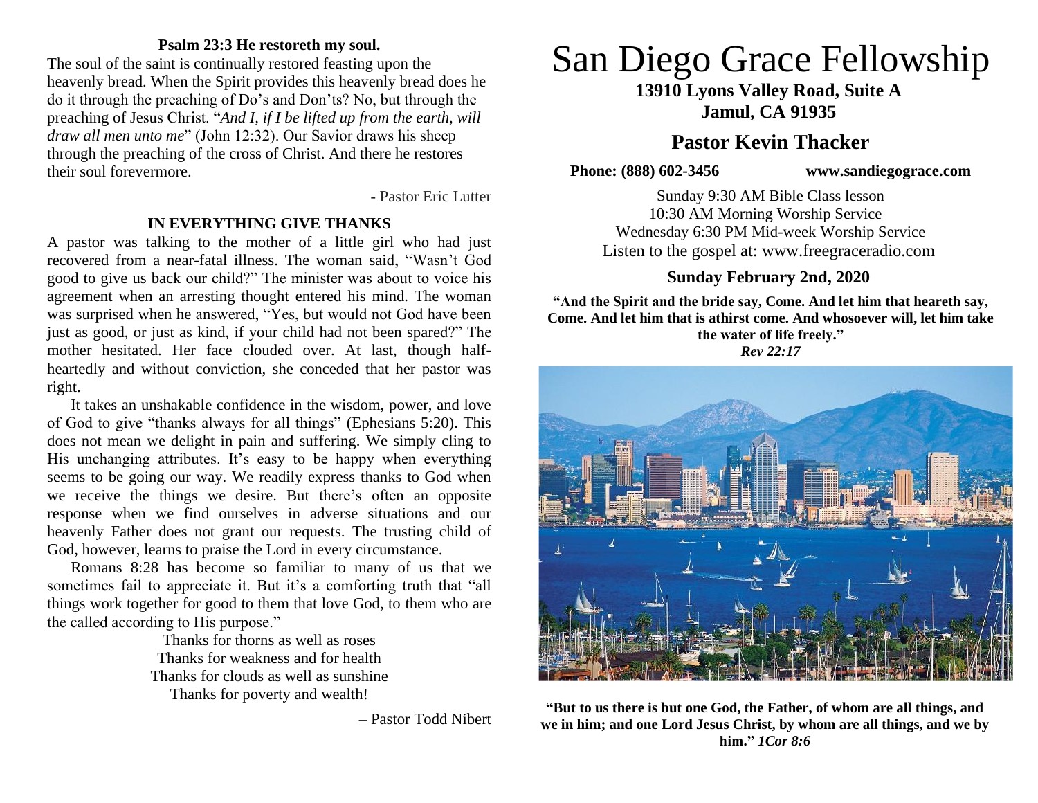**Psalm 23:3 He restoreth my soul.**

The soul of the saint is continually restored feasting upon the heavenly bread. When the Spirit provides this heavenly bread does he do it through the preaching of Do's and Don'ts? No, but through the preaching of Jesus Christ. "*And I, if I be lifted up from the earth, will draw all men unto me*" (John 12:32). Our Savior draws his sheep through the preaching of the cross of Christ. And there he restores their soul forevermore.

- Pastor Eric Lutter

**IN EVERYTHING GIVE THANKS**

A pastor was talking to the mother of a little girl who had just recovered from a near-fatal illness. The woman said, "Wasn't God good to give us back our child?" The minister was about to voice his agreement when an arresting thought entered his mind. The woman was surprised when he answered, "Yes, but would not God have been just as good, or just as kind, if your child had not been spared?" The mother hesitated. Her face clouded over. At last, though half-heartedly and without conviction, she conceded that her pastor was right.

It takes an unshakable confidence in the wisdom, power, and love of God to give "thanks always for all things" (Ephesians 5:20). This does not mean we delight in pain and suffering. We simply cling to His unchanging attributes. It's easy to be happy when everything seems to be going our way. We readily express thanks to God when we receive the things we desire. But there's often an opposite response when we find ourselves in adverse situations and our heavenly Father does not grant our requests. The trusting child of God, however, learns to praise the Lord in every circumstance.

Romans 8:28 has become so familiar to many of us that we sometimes fail to appreciate it. But it's a comforting truth that "all things work together for good to them that love God, to them who are the called according to His purpose."

Thanks for thorns as well as roses
Thanks for weakness and for health
Thanks for clouds as well as sunshine
Thanks for poverty and wealth!

– Pastor Todd Nibert

# San Diego Grace Fellowship

**13910 Lyons Valley Road, Suite A**
**Jamul, CA 91935**

## Pastor Kevin Thacker

**Phone: (888) 602-3456** **www.sandiegograce.com**

Sunday 9:30 AM Bible Class lesson
10:30 AM Morning Worship Service
Wednesday 6:30 PM Mid-week Worship Service
Listen to the gospel at: www.freegraceradio.com

### Sunday February 2nd, 2020

**"And the Spirit and the bride say, Come. And let him that heareth say, Come. And let him that is athirst come. And whosoever will, let him take the water of life freely."**
***Rev 22:17***

**"But to us there is but one God, the Father, of whom are all things, and we in him; and one Lord Jesus Christ, by whom are all things, and we by him."** ***1Cor 8:6***